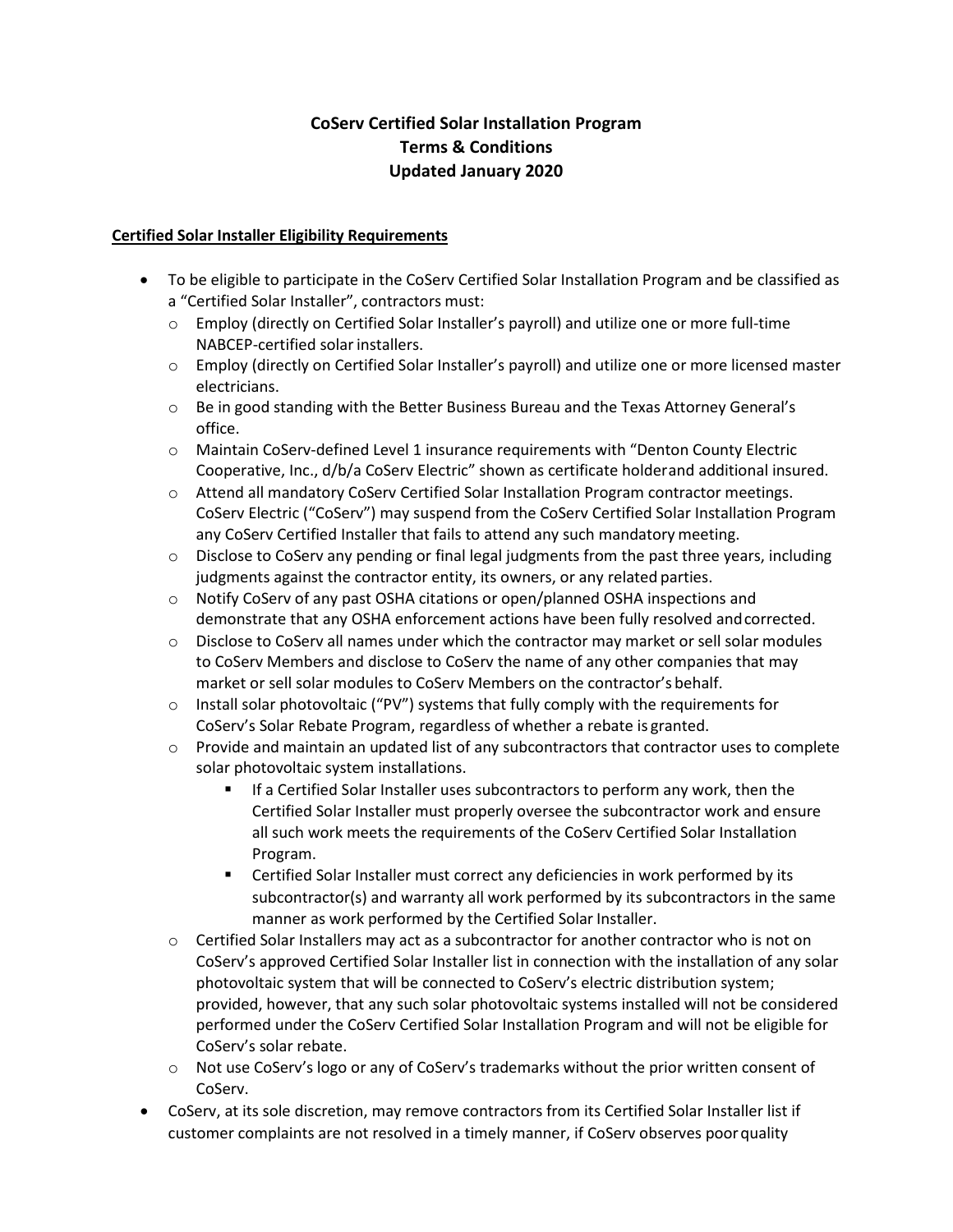# CoServ Certified Solar Installation Program
# Terms & Conditions
# Updated January 2020

**Certified Solar Installer Eligibility Requirements**

- To be eligible to participate in the CoServ Certified Solar Installation Program and be classified as a "Certified Solar Installer", contractors must:
  - Employ (directly on Certified Solar Installer's payroll) and utilize one or more full-time NABCEP-certified solar installers.
  - Employ (directly on Certified Solar Installer's payroll) and utilize one or more licensed master electricians.
  - Be in good standing with the Better Business Bureau and the Texas Attorney General's office.
  - Maintain CoServ-defined Level 1 insurance requirements with "Denton County Electric Cooperative, Inc., d/b/a CoServ Electric" shown as certificate holder and additional insured.
  - Attend all mandatory CoServ Certified Solar Installation Program contractor meetings. CoServ Electric ("CoServ") may suspend from the CoServ Certified Solar Installation Program any CoServ Certified Installer that fails to attend any such mandatory meeting.
  - Disclose to CoServ any pending or final legal judgments from the past three years, including judgments against the contractor entity, its owners, or any related parties.
  - Notify CoServ of any past OSHA citations or open/planned OSHA inspections and demonstrate that any OSHA enforcement actions have been fully resolved and corrected.
  - Disclose to CoServ all names under which the contractor may market or sell solar modules to CoServ Members and disclose to CoServ the name of any other companies that may market or sell solar modules to CoServ Members on the contractor's behalf.
  - Install solar photovoltaic ("PV") systems that fully comply with the requirements for CoServ's Solar Rebate Program, regardless of whether a rebate is granted.
  - Provide and maintain an updated list of any subcontractors that contractor uses to complete solar photovoltaic system installations.
    - If a Certified Solar Installer uses subcontractors to perform any work, then the Certified Solar Installer must properly oversee the subcontractor work and ensure all such work meets the requirements of the CoServ Certified Solar Installation Program.
    - Certified Solar Installer must correct any deficiencies in work performed by its subcontractor(s) and warranty all work performed by its subcontractors in the same manner as work performed by the Certified Solar Installer.
  - Certified Solar Installers may act as a subcontractor for another contractor who is not on CoServ's approved Certified Solar Installer list in connection with the installation of any solar photovoltaic system that will be connected to CoServ's electric distribution system; provided, however, that any such solar photovoltaic systems installed will not be considered performed under the CoServ Certified Solar Installation Program and will not be eligible for CoServ's solar rebate.
  - Not use CoServ's logo or any of CoServ's trademarks without the prior written consent of CoServ.
- CoServ, at its sole discretion, may remove contractors from its Certified Solar Installer list if customer complaints are not resolved in a timely manner, if CoServ observes poor quality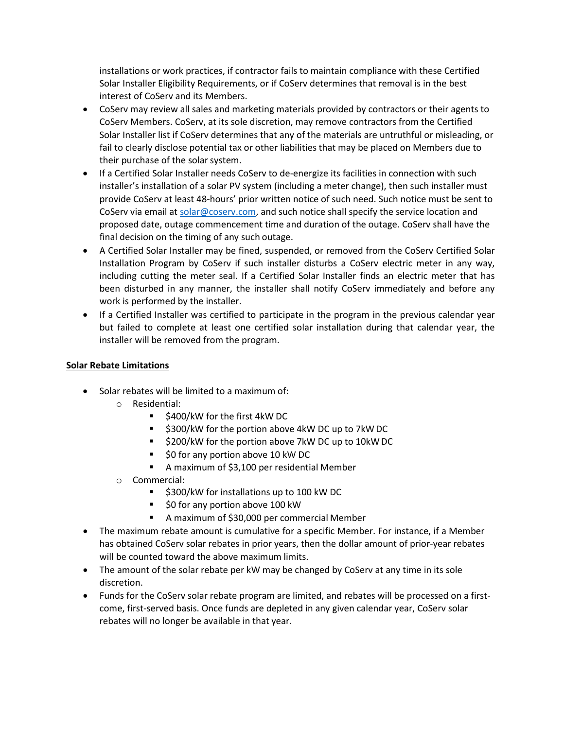installations or work practices, if contractor fails to maintain compliance with these Certified Solar Installer Eligibility Requirements, or if CoServ determines that removal is in the best interest of CoServ and its Members.

- CoServ may review all sales and marketing materials provided by contractors or their agents to CoServ Members. CoServ, at its sole discretion, may remove contractors from the Certified Solar Installer list if CoServ determines that any of the materials are untruthful or misleading, or fail to clearly disclose potential tax or other liabilities that may be placed on Members due to their purchase of the solar system.
- If a Certified Solar Installer needs CoServ to de-energize its facilities in connection with such installer's installation of a solar PV system (including a meter change), then such installer must provide CoServ at least 48-hours' prior written notice of such need. Such notice must be sent to CoServ via email at solar@coserv.com, and such notice shall specify the service location and proposed date, outage commencement time and duration of the outage. CoServ shall have the final decision on the timing of any such outage.
- A Certified Solar Installer may be fined, suspended, or removed from the CoServ Certified Solar Installation Program by CoServ if such installer disturbs a CoServ electric meter in any way, including cutting the meter seal. If a Certified Solar Installer finds an electric meter that has been disturbed in any manner, the installer shall notify CoServ immediately and before any work is performed by the installer.
- If a Certified Installer was certified to participate in the program in the previous calendar year but failed to complete at least one certified solar installation during that calendar year, the installer will be removed from the program.

**<u>Solar Rebate Limitations</u>**

- Solar rebates will be limited to a maximum of:
  - Residential:
    - $400/kW for the first 4kW DC
    - $300/kW for the portion above 4kW DC up to 7kW DC
    - $200/kW for the portion above 7kW DC up to 10kW DC
    - $0 for any portion above 10 kW DC
    - A maximum of $3,100 per residential Member
  - Commercial:
    - $300/kW for installations up to 100 kW DC
    - $0 for any portion above 100 kW
    - A maximum of $30,000 per commercial Member
- The maximum rebate amount is cumulative for a specific Member. For instance, if a Member has obtained CoServ solar rebates in prior years, then the dollar amount of prior-year rebates will be counted toward the above maximum limits.
- The amount of the solar rebate per kW may be changed by CoServ at any time in its sole discretion.
- Funds for the CoServ solar rebate program are limited, and rebates will be processed on a first-come, first-served basis. Once funds are depleted in any given calendar year, CoServ solar rebates will no longer be available in that year.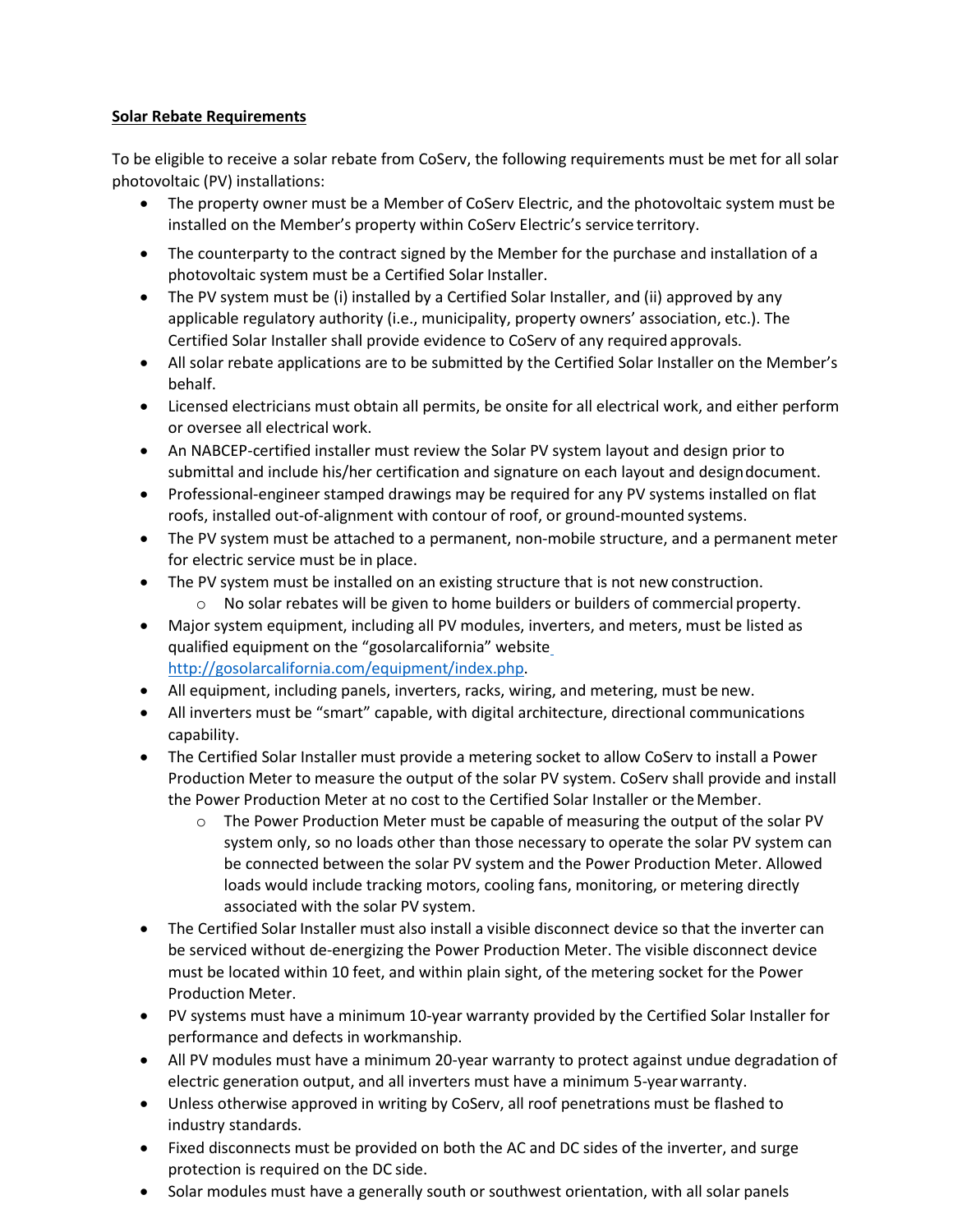**Solar Rebate Requirements**

To be eligible to receive a solar rebate from CoServ, the following requirements must be met for all solar photovoltaic (PV) installations:

- The property owner must be a Member of CoServ Electric, and the photovoltaic system must be installed on the Member's property within CoServ Electric's service territory.
- The counterparty to the contract signed by the Member for the purchase and installation of a photovoltaic system must be a Certified Solar Installer.
- The PV system must be (i) installed by a Certified Solar Installer, and (ii) approved by any applicable regulatory authority (i.e., municipality, property owners' association, etc.). The Certified Solar Installer shall provide evidence to CoServ of any required approvals.
- All solar rebate applications are to be submitted by the Certified Solar Installer on the Member's behalf.
- Licensed electricians must obtain all permits, be onsite for all electrical work, and either perform or oversee all electrical work.
- An NABCEP-certified installer must review the Solar PV system layout and design prior to submittal and include his/her certification and signature on each layout and design document.
- Professional-engineer stamped drawings may be required for any PV systems installed on flat roofs, installed out-of-alignment with contour of roof, or ground-mounted systems.
- The PV system must be attached to a permanent, non-mobile structure, and a permanent meter for electric service must be in place.
- The PV system must be installed on an existing structure that is not new construction.
  - No solar rebates will be given to home builders or builders of commercial property.
- Major system equipment, including all PV modules, inverters, and meters, must be listed as qualified equipment on the "gosolarcalifornia" website http://gosolarcalifornia.com/equipment/index.php.
- All equipment, including panels, inverters, racks, wiring, and metering, must be new.
- All inverters must be "smart" capable, with digital architecture, directional communications capability.
- The Certified Solar Installer must provide a metering socket to allow CoServ to install a Power Production Meter to measure the output of the solar PV system. CoServ shall provide and install the Power Production Meter at no cost to the Certified Solar Installer or the Member.
  - The Power Production Meter must be capable of measuring the output of the solar PV system only, so no loads other than those necessary to operate the solar PV system can be connected between the solar PV system and the Power Production Meter. Allowed loads would include tracking motors, cooling fans, monitoring, or metering directly associated with the solar PV system.
- The Certified Solar Installer must also install a visible disconnect device so that the inverter can be serviced without de-energizing the Power Production Meter. The visible disconnect device must be located within 10 feet, and within plain sight, of the metering socket for the Power Production Meter.
- PV systems must have a minimum 10-year warranty provided by the Certified Solar Installer for performance and defects in workmanship.
- All PV modules must have a minimum 20-year warranty to protect against undue degradation of electric generation output, and all inverters must have a minimum 5-year warranty.
- Unless otherwise approved in writing by CoServ, all roof penetrations must be flashed to industry standards.
- Fixed disconnects must be provided on both the AC and DC sides of the inverter, and surge protection is required on the DC side.
- Solar modules must have a generally south or southwest orientation, with all solar panels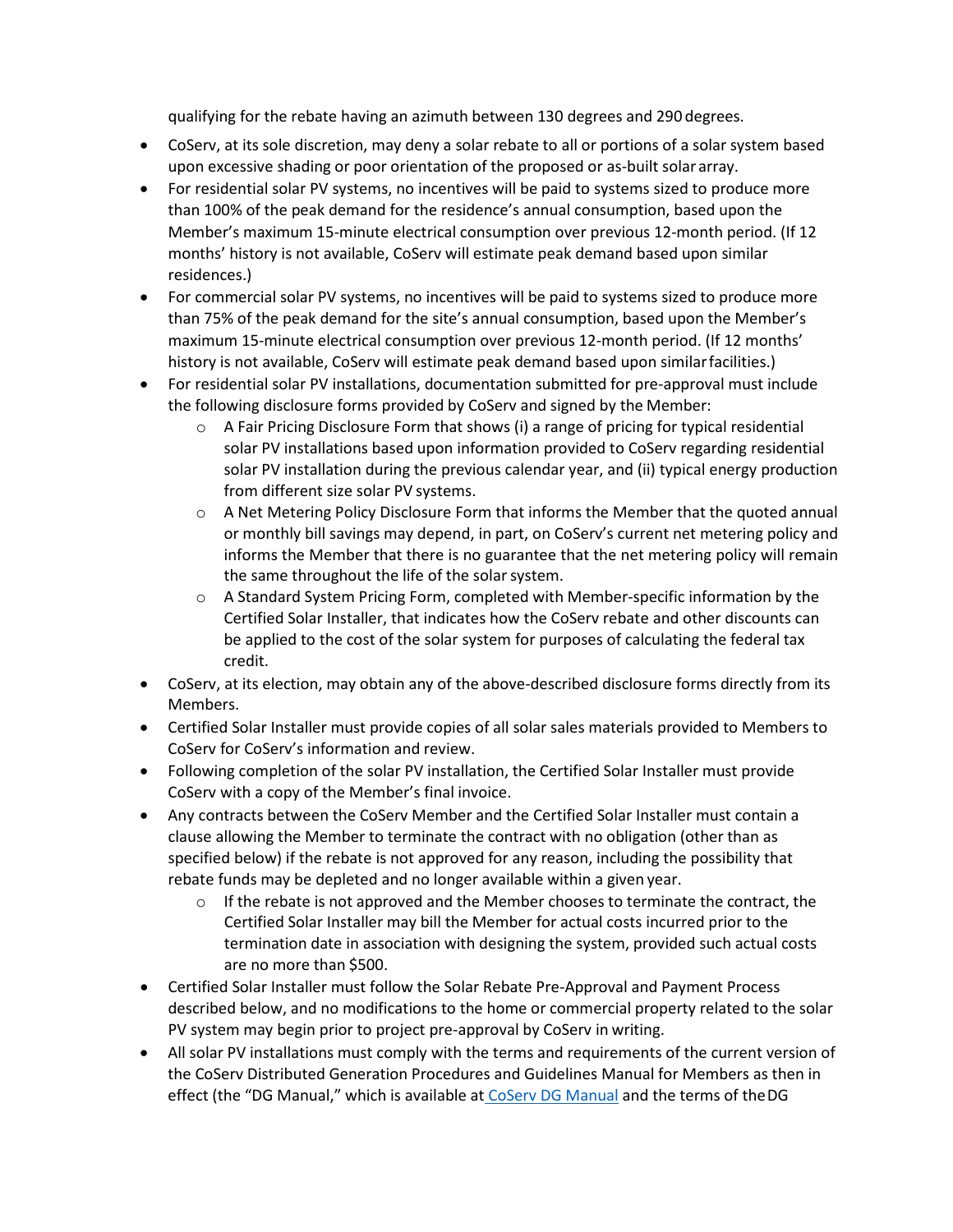qualifying for the rebate having an azimuth between 130 degrees and 290 degrees.

- CoServ, at its sole discretion, may deny a solar rebate to all or portions of a solar system based upon excessive shading or poor orientation of the proposed or as-built solar array.
- For residential solar PV systems, no incentives will be paid to systems sized to produce more than 100% of the peak demand for the residence's annual consumption, based upon the Member's maximum 15-minute electrical consumption over previous 12-month period. (If 12 months' history is not available, CoServ will estimate peak demand based upon similar residences.)
- For commercial solar PV systems, no incentives will be paid to systems sized to produce more than 75% of the peak demand for the site's annual consumption, based upon the Member's maximum 15-minute electrical consumption over previous 12-month period. (If 12 months' history is not available, CoServ will estimate peak demand based upon similar facilities.)
- For residential solar PV installations, documentation submitted for pre-approval must include the following disclosure forms provided by CoServ and signed by the Member:
    - A Fair Pricing Disclosure Form that shows (i) a range of pricing for typical residential solar PV installations based upon information provided to CoServ regarding residential solar PV installation during the previous calendar year, and (ii) typical energy production from different size solar PV systems.
    - A Net Metering Policy Disclosure Form that informs the Member that the quoted annual or monthly bill savings may depend, in part, on CoServ's current net metering policy and informs the Member that there is no guarantee that the net metering policy will remain the same throughout the life of the solar system.
    - A Standard System Pricing Form, completed with Member-specific information by the Certified Solar Installer, that indicates how the CoServ rebate and other discounts can be applied to the cost of the solar system for purposes of calculating the federal tax credit.
- CoServ, at its election, may obtain any of the above-described disclosure forms directly from its Members.
- Certified Solar Installer must provide copies of all solar sales materials provided to Members to CoServ for CoServ's information and review.
- Following completion of the solar PV installation, the Certified Solar Installer must provide CoServ with a copy of the Member's final invoice.
- Any contracts between the CoServ Member and the Certified Solar Installer must contain a clause allowing the Member to terminate the contract with no obligation (other than as specified below) if the rebate is not approved for any reason, including the possibility that rebate funds may be depleted and no longer available within a given year.
    - If the rebate is not approved and the Member chooses to terminate the contract, the Certified Solar Installer may bill the Member for actual costs incurred prior to the termination date in association with designing the system, provided such actual costs are no more than $500.
- Certified Solar Installer must follow the Solar Rebate Pre-Approval and Payment Process described below, and no modifications to the home or commercial property related to the solar PV system may begin prior to project pre-approval by CoServ in writing.
- All solar PV installations must comply with the terms and requirements of the current version of the CoServ Distributed Generation Procedures and Guidelines Manual for Members as then in effect (the "DG Manual," which is available at CoServ DG Manual and the terms of the DG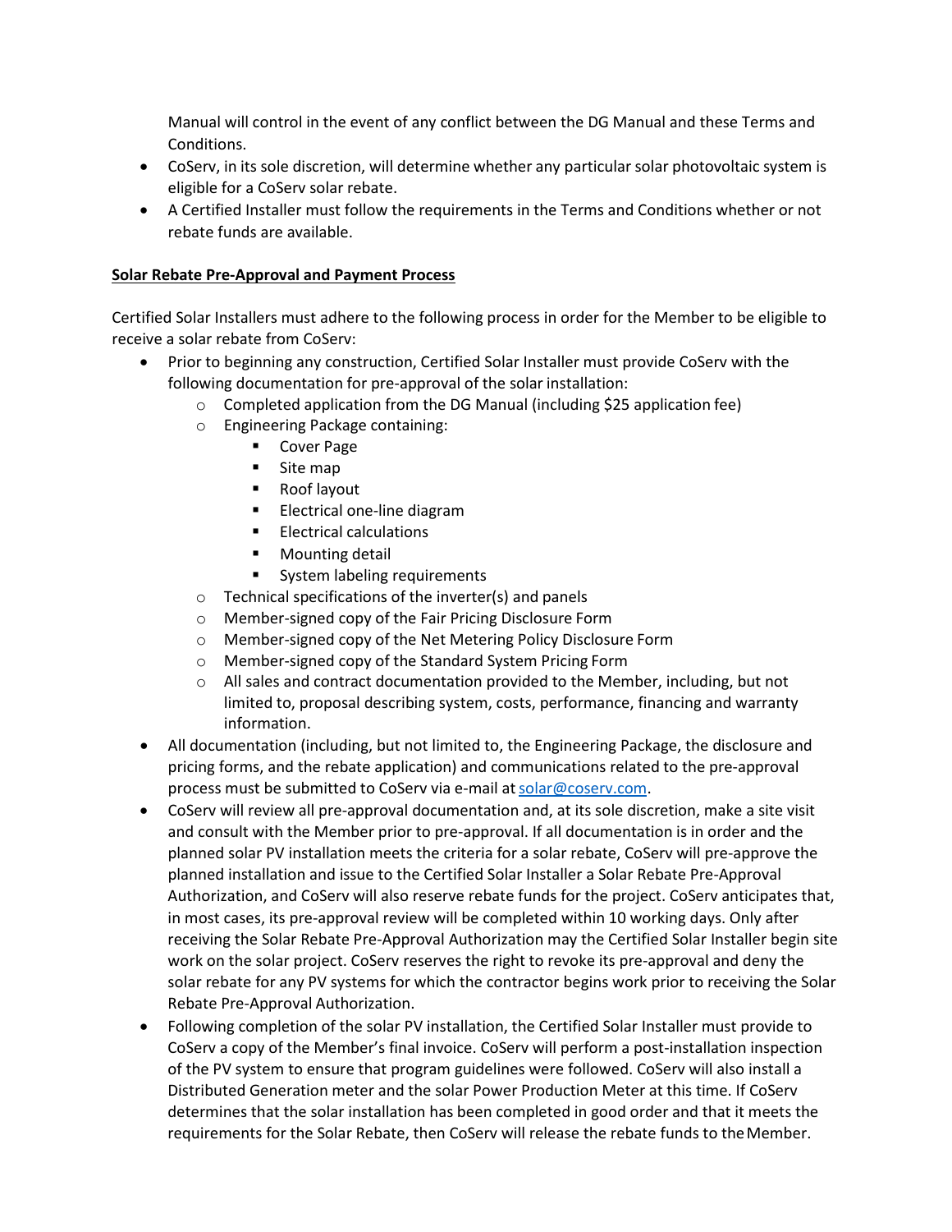Manual will control in the event of any conflict between the DG Manual and these Terms and Conditions.

- CoServ, in its sole discretion, will determine whether any particular solar photovoltaic system is eligible for a CoServ solar rebate.
- A Certified Installer must follow the requirements in the Terms and Conditions whether or not rebate funds are available.

**Solar Rebate Pre-Approval and Payment Process**

Certified Solar Installers must adhere to the following process in order for the Member to be eligible to receive a solar rebate from CoServ:

- Prior to beginning any construction, Certified Solar Installer must provide CoServ with the following documentation for pre-approval of the solar installation:
  - Completed application from the DG Manual (including $25 application fee)
  - Engineering Package containing:
    - Cover Page
    - Site map
    - Roof layout
    - Electrical one-line diagram
    - Electrical calculations
    - Mounting detail
    - System labeling requirements
  - Technical specifications of the inverter(s) and panels
  - Member-signed copy of the Fair Pricing Disclosure Form
  - Member-signed copy of the Net Metering Policy Disclosure Form
  - Member-signed copy of the Standard System Pricing Form
  - All sales and contract documentation provided to the Member, including, but not limited to, proposal describing system, costs, performance, financing and warranty information.
- All documentation (including, but not limited to, the Engineering Package, the disclosure and pricing forms, and the rebate application) and communications related to the pre-approval process must be submitted to CoServ via e-mail at solar@coserv.com.
- CoServ will review all pre-approval documentation and, at its sole discretion, make a site visit and consult with the Member prior to pre-approval. If all documentation is in order and the planned solar PV installation meets the criteria for a solar rebate, CoServ will pre-approve the planned installation and issue to the Certified Solar Installer a Solar Rebate Pre-Approval Authorization, and CoServ will also reserve rebate funds for the project. CoServ anticipates that, in most cases, its pre-approval review will be completed within 10 working days. Only after receiving the Solar Rebate Pre-Approval Authorization may the Certified Solar Installer begin site work on the solar project. CoServ reserves the right to revoke its pre-approval and deny the solar rebate for any PV systems for which the contractor begins work prior to receiving the Solar Rebate Pre-Approval Authorization.
- Following completion of the solar PV installation, the Certified Solar Installer must provide to CoServ a copy of the Member's final invoice. CoServ will perform a post-installation inspection of the PV system to ensure that program guidelines were followed. CoServ will also install a Distributed Generation meter and the solar Power Production Meter at this time. If CoServ determines that the solar installation has been completed in good order and that it meets the requirements for the Solar Rebate, then CoServ will release the rebate funds to the Member.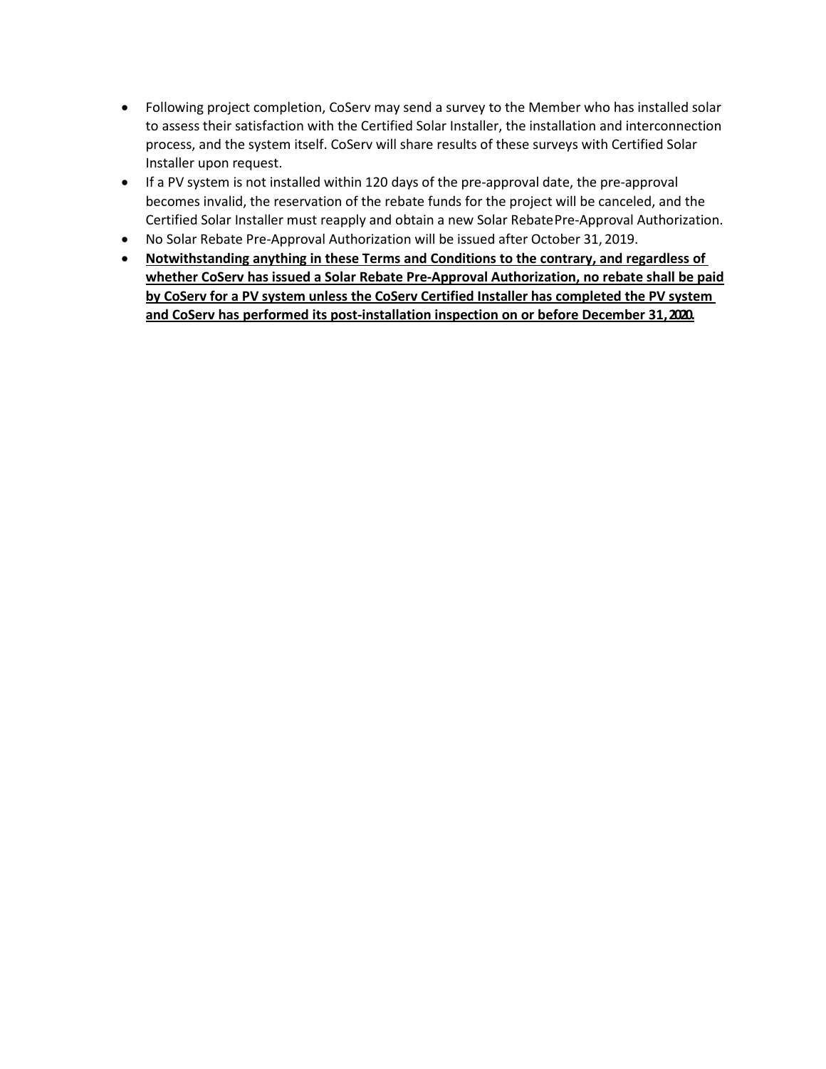- Following project completion, CoServ may send a survey to the Member who has installed solar to assess their satisfaction with the Certified Solar Installer, the installation and interconnection process, and the system itself. CoServ will share results of these surveys with Certified Solar Installer upon request.
- If a PV system is not installed within 120 days of the pre-approval date, the pre-approval becomes invalid, the reservation of the rebate funds for the project will be canceled, and the Certified Solar Installer must reapply and obtain a new Solar Rebate Pre-Approval Authorization.
- No Solar Rebate Pre-Approval Authorization will be issued after October 31, 2019.
- **Notwithstanding anything in these Terms and Conditions to the contrary, and regardless of whether CoServ has issued a Solar Rebate Pre-Approval Authorization, no rebate shall be paid by CoServ for a PV system unless the CoServ Certified Installer has completed the PV system and CoServ has performed its post-installation inspection on or before December 31, 2020.**